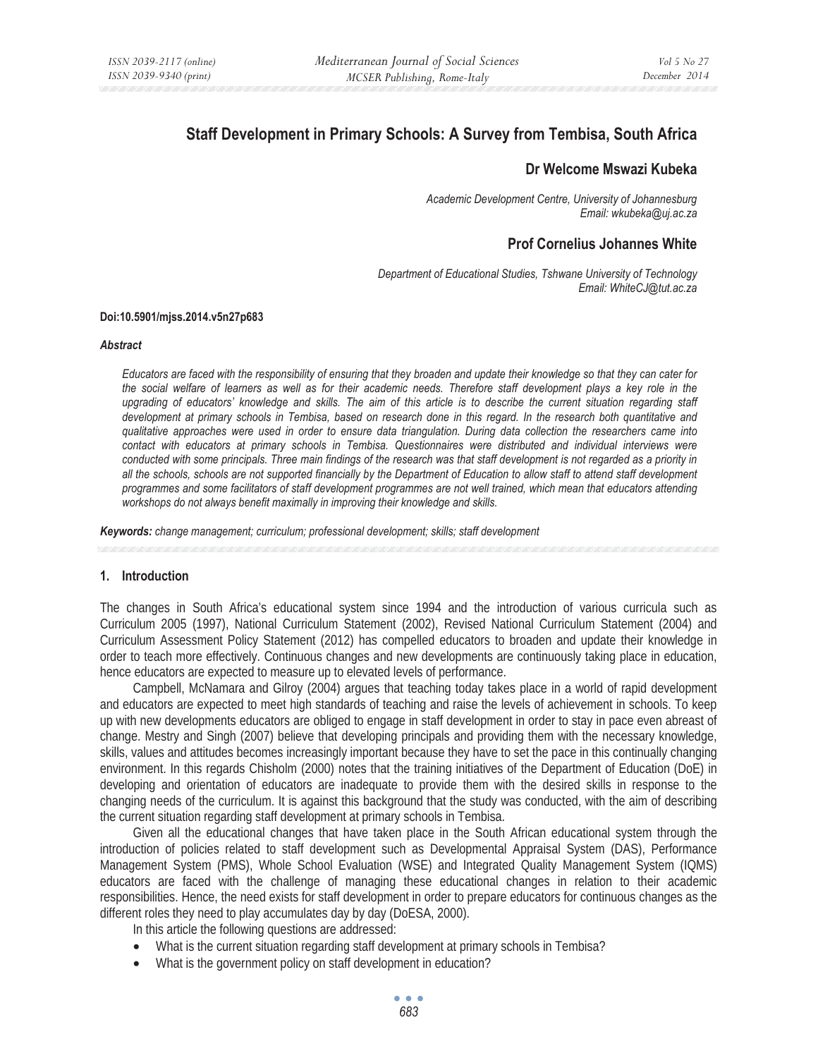# Staff Development in Primary Schools: A Survey from Tembisa, South Africa

**Dr Welcome Mswazi Kubeka**

*Academic Development Centre, University of Johannesburg*
*Email: wkubeka@uj.ac.za*

**Prof Cornelius Johannes White**

*Department of Educational Studies, Tshwane University of Technology*
*Email: WhiteCJ@tut.ac.za*

**Doi:10.5901/mjss.2014.v5n27p683**

***Abstract***

*Educators are faced with the responsibility of ensuring that they broaden and update their knowledge so that they can cater for the social welfare of learners as well as for their academic needs. Therefore staff development plays a key role in the upgrading of educators' knowledge and skills. The aim of this article is to describe the current situation regarding staff development at primary schools in Tembisa, based on research done in this regard. In the research both quantitative and qualitative approaches were used in order to ensure data triangulation. During data collection the researchers came into contact with educators at primary schools in Tembisa. Questionnaires were distributed and individual interviews were conducted with some principals. Three main findings of the research was that staff development is not regarded as a priority in all the schools, schools are not supported financially by the Department of Education to allow staff to attend staff development programmes and some facilitators of staff development programmes are not well trained, which mean that educators attending workshops do not always benefit maximally in improving their knowledge and skills.*

***Keywords:** change management; curriculum; professional development; skills; staff development*

## 1. Introduction

The changes in South Africa's educational system since 1994 and the introduction of various curricula such as Curriculum 2005 (1997), National Curriculum Statement (2002), Revised National Curriculum Statement (2004) and Curriculum Assessment Policy Statement (2012) has compelled educators to broaden and update their knowledge in order to teach more effectively. Continuous changes and new developments are continuously taking place in education, hence educators are expected to measure up to elevated levels of performance.

Campbell, McNamara and Gilroy (2004) argues that teaching today takes place in a world of rapid development and educators are expected to meet high standards of teaching and raise the levels of achievement in schools. To keep up with new developments educators are obliged to engage in staff development in order to stay in pace even abreast of change. Mestry and Singh (2007) believe that developing principals and providing them with the necessary knowledge, skills, values and attitudes becomes increasingly important because they have to set the pace in this continually changing environment. In this regards Chisholm (2000) notes that the training initiatives of the Department of Education (DoE) in developing and orientation of educators are inadequate to provide them with the desired skills in response to the changing needs of the curriculum. It is against this background that the study was conducted, with the aim of describing the current situation regarding staff development at primary schools in Tembisa.

Given all the educational changes that have taken place in the South African educational system through the introduction of policies related to staff development such as Developmental Appraisal System (DAS), Performance Management System (PMS), Whole School Evaluation (WSE) and Integrated Quality Management System (IQMS) educators are faced with the challenge of managing these educational changes in relation to their academic responsibilities. Hence, the need exists for staff development in order to prepare educators for continuous changes as the different roles they need to play accumulates day by day (DoESA, 2000).

In this article the following questions are addressed:

- What is the current situation regarding staff development at primary schools in Tembisa?
- What is the government policy on staff development in education?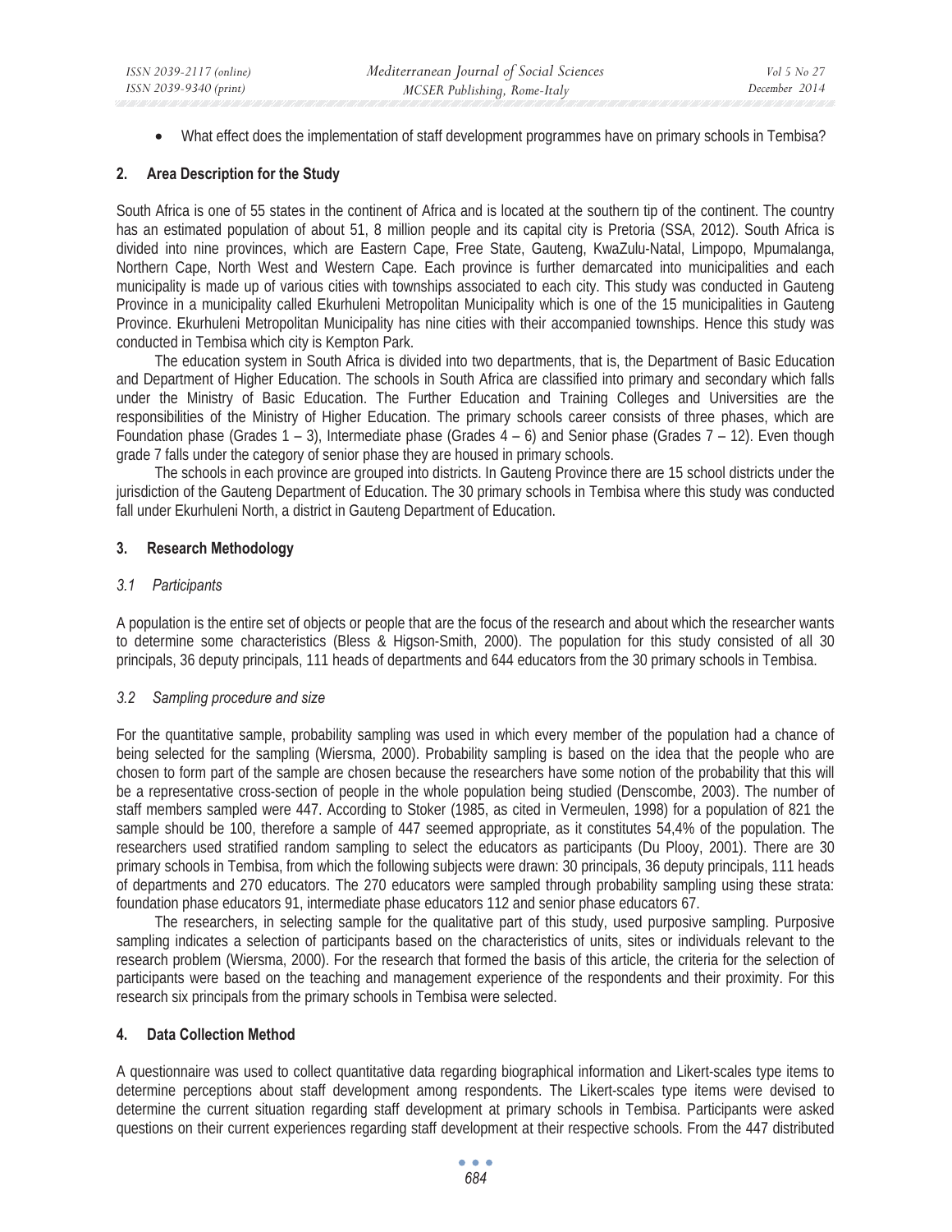- What effect does the implementation of staff development programmes have on primary schools in Tembisa?

## 2. Area Description for the Study

South Africa is one of 55 states in the continent of Africa and is located at the southern tip of the continent. The country has an estimated population of about 51, 8 million people and its capital city is Pretoria (SSA, 2012). South Africa is divided into nine provinces, which are Eastern Cape, Free State, Gauteng, KwaZulu-Natal, Limpopo, Mpumalanga, Northern Cape, North West and Western Cape. Each province is further demarcated into municipalities and each municipality is made up of various cities with townships associated to each city. This study was conducted in Gauteng Province in a municipality called Ekurhuleni Metropolitan Municipality which is one of the 15 municipalities in Gauteng Province. Ekurhuleni Metropolitan Municipality has nine cities with their accompanied townships. Hence this study was conducted in Tembisa which city is Kempton Park.

The education system in South Africa is divided into two departments, that is, the Department of Basic Education and Department of Higher Education. The schools in South Africa are classified into primary and secondary which falls under the Ministry of Basic Education. The Further Education and Training Colleges and Universities are the responsibilities of the Ministry of Higher Education. The primary schools career consists of three phases, which are Foundation phase (Grades 1 – 3), Intermediate phase (Grades 4 – 6) and Senior phase (Grades 7 – 12). Even though grade 7 falls under the category of senior phase they are housed in primary schools.

The schools in each province are grouped into districts. In Gauteng Province there are 15 school districts under the jurisdiction of the Gauteng Department of Education. The 30 primary schools in Tembisa where this study was conducted fall under Ekurhuleni North, a district in Gauteng Department of Education.

## 3. Research Methodology

### *3.1 Participants*

A population is the entire set of objects or people that are the focus of the research and about which the researcher wants to determine some characteristics (Bless & Higson-Smith, 2000). The population for this study consisted of all 30 principals, 36 deputy principals, 111 heads of departments and 644 educators from the 30 primary schools in Tembisa.

### *3.2 Sampling procedure and size*

For the quantitative sample, probability sampling was used in which every member of the population had a chance of being selected for the sampling (Wiersma, 2000). Probability sampling is based on the idea that the people who are chosen to form part of the sample are chosen because the researchers have some notion of the probability that this will be a representative cross-section of people in the whole population being studied (Denscombe, 2003). The number of staff members sampled were 447. According to Stoker (1985, as cited in Vermeulen, 1998) for a population of 821 the sample should be 100, therefore a sample of 447 seemed appropriate, as it constitutes 54,4% of the population. The researchers used stratified random sampling to select the educators as participants (Du Plooy, 2001). There are 30 primary schools in Tembisa, from which the following subjects were drawn: 30 principals, 36 deputy principals, 111 heads of departments and 270 educators. The 270 educators were sampled through probability sampling using these strata: foundation phase educators 91, intermediate phase educators 112 and senior phase educators 67.

The researchers, in selecting sample for the qualitative part of this study, used purposive sampling. Purposive sampling indicates a selection of participants based on the characteristics of units, sites or individuals relevant to the research problem (Wiersma, 2000). For the research that formed the basis of this article, the criteria for the selection of participants were based on the teaching and management experience of the respondents and their proximity. For this research six principals from the primary schools in Tembisa were selected.

## 4. Data Collection Method

A questionnaire was used to collect quantitative data regarding biographical information and Likert-scales type items to determine perceptions about staff development among respondents. The Likert-scales type items were devised to determine the current situation regarding staff development at primary schools in Tembisa. Participants were asked questions on their current experiences regarding staff development at their respective schools. From the 447 distributed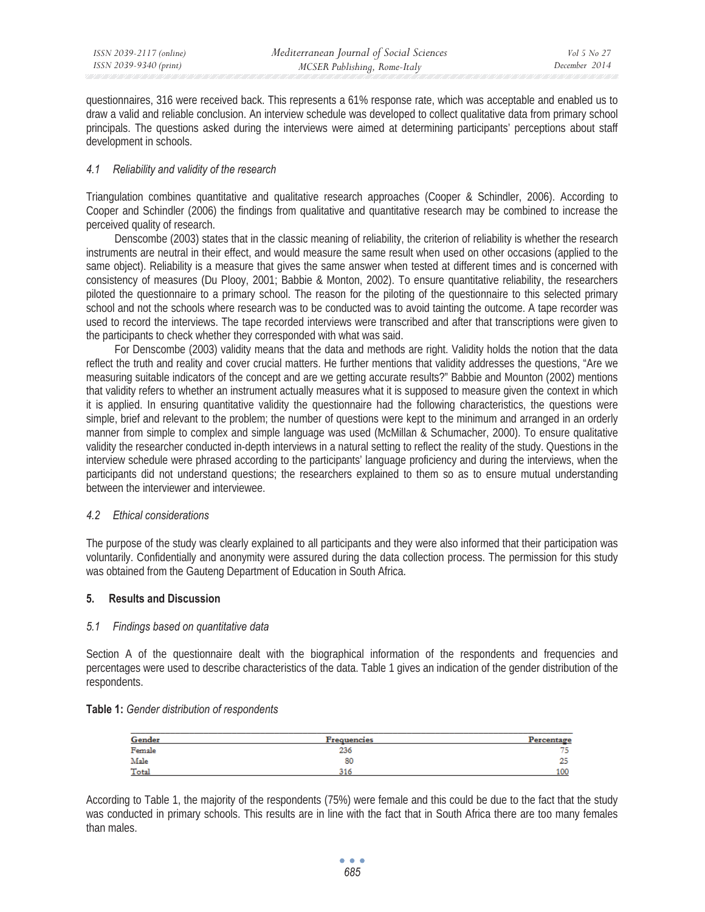questionnaires, 316 were received back. This represents a 61% response rate, which was acceptable and enabled us to draw a valid and reliable conclusion. An interview schedule was developed to collect qualitative data from primary school principals. The questions asked during the interviews were aimed at determining participants' perceptions about staff development in schools.

### *4.1 Reliability and validity of the research*

Triangulation combines quantitative and qualitative research approaches (Cooper & Schindler, 2006). According to Cooper and Schindler (2006) the findings from qualitative and quantitative research may be combined to increase the perceived quality of research.

Denscombe (2003) states that in the classic meaning of reliability, the criterion of reliability is whether the research instruments are neutral in their effect, and would measure the same result when used on other occasions (applied to the same object). Reliability is a measure that gives the same answer when tested at different times and is concerned with consistency of measures (Du Plooy, 2001; Babbie & Monton, 2002). To ensure quantitative reliability, the researchers piloted the questionnaire to a primary school. The reason for the piloting of the questionnaire to this selected primary school and not the schools where research was to be conducted was to avoid tainting the outcome. A tape recorder was used to record the interviews. The tape recorded interviews were transcribed and after that transcriptions were given to the participants to check whether they corresponded with what was said.

For Denscombe (2003) validity means that the data and methods are right. Validity holds the notion that the data reflect the truth and reality and cover crucial matters. He further mentions that validity addresses the questions, "Are we measuring suitable indicators of the concept and are we getting accurate results?" Babbie and Mounton (2002) mentions that validity refers to whether an instrument actually measures what it is supposed to measure given the context in which it is applied. In ensuring quantitative validity the questionnaire had the following characteristics, the questions were simple, brief and relevant to the problem; the number of questions were kept to the minimum and arranged in an orderly manner from simple to complex and simple language was used (McMillan & Schumacher, 2000). To ensure qualitative validity the researcher conducted in-depth interviews in a natural setting to reflect the reality of the study. Questions in the interview schedule were phrased according to the participants' language proficiency and during the interviews, when the participants did not understand questions; the researchers explained to them so as to ensure mutual understanding between the interviewer and interviewee.

### *4.2 Ethical considerations*

The purpose of the study was clearly explained to all participants and they were also informed that their participation was voluntarily. Confidentially and anonymity were assured during the data collection process. The permission for this study was obtained from the Gauteng Department of Education in South Africa.

## 5. Results and Discussion

### *5.1 Findings based on quantitative data*

Section A of the questionnaire dealt with the biographical information of the respondents and frequencies and percentages were used to describe characteristics of the data. Table 1 gives an indication of the gender distribution of the respondents.

**Table 1:** *Gender distribution of respondents*

| Gender | Frequencies | Percentage |
|---|---|---|
| Female | 236 | 75 |
| Male | 80 | 25 |
| Total | 316 | 100 |

According to Table 1, the majority of the respondents (75%) were female and this could be due to the fact that the study was conducted in primary schools. This results are in line with the fact that in South Africa there are too many females than males.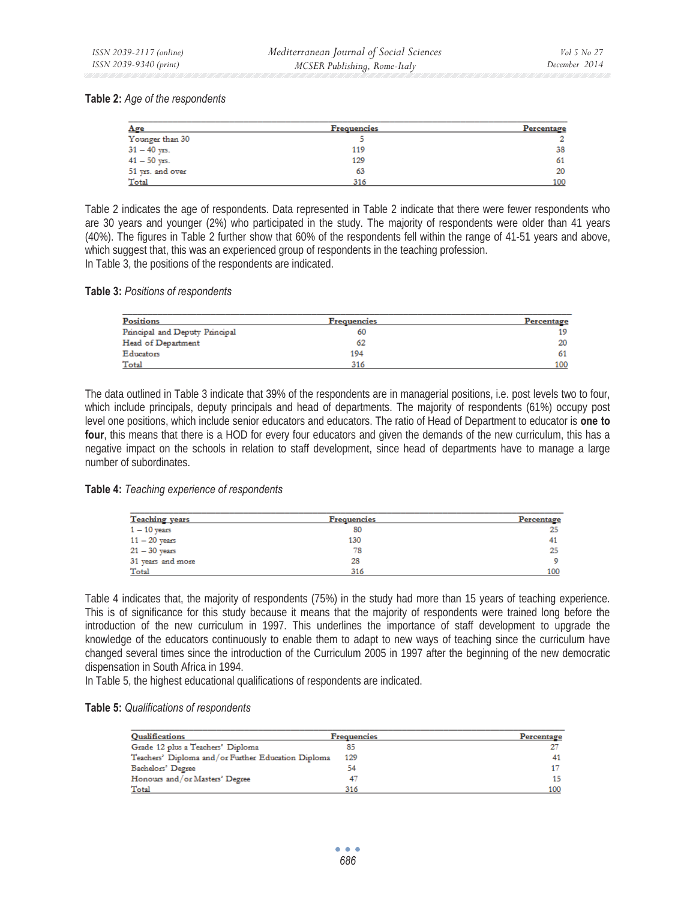**Table 2:** *Age of the respondents*

| Age | Frequencies | Percentage |
|---|---|---|
| Younger than 30 | 5 | 2 |
| 31 – 40 yrs. | 119 | 38 |
| 41 – 50 yrs. | 129 | 61 |
| 51 yrs. and over | 63 | 20 |
| Total | 316 | 100 |

Table 2 indicates the age of respondents. Data represented in Table 2 indicate that there were fewer respondents who are 30 years and younger (2%) who participated in the study. The majority of respondents were older than 41 years (40%). The figures in Table 2 further show that 60% of the respondents fell within the range of 41-51 years and above, which suggest that, this was an experienced group of respondents in the teaching profession.
In Table 3, the positions of the respondents are indicated.

**Table 3:** *Positions of respondents*

| Positions | Frequencies | Percentage |
|---|---|---|
| Principal and Deputy Principal | 60 | 19 |
| Head of Department | 62 | 20 |
| Educators | 194 | 61 |
| Total | 316 | 100 |

The data outlined in Table 3 indicate that 39% of the respondents are in managerial positions, i.e. post levels two to four, which include principals, deputy principals and head of departments. The majority of respondents (61%) occupy post level one positions, which include senior educators and educators. The ratio of Head of Department to educator is **one to four**, this means that there is a HOD for every four educators and given the demands of the new curriculum, this has a negative impact on the schools in relation to staff development, since head of departments have to manage a large number of subordinates.

**Table 4:** *Teaching experience of respondents*

| Teaching years | Frequencies | Percentage |
|---|---|---|
| 1 – 10 years | 80 | 25 |
| 11 – 20 years | 130 | 41 |
| 21 – 30 years | 78 | 25 |
| 31 years and more | 28 | 9 |
| Total | 316 | 100 |

Table 4 indicates that, the majority of respondents (75%) in the study had more than 15 years of teaching experience. This is of significance for this study because it means that the majority of respondents were trained long before the introduction of the new curriculum in 1997. This underlines the importance of staff development to upgrade the knowledge of the educators continuously to enable them to adapt to new ways of teaching since the curriculum have changed several times since the introduction of the Curriculum 2005 in 1997 after the beginning of the new democratic dispensation in South Africa in 1994.
In Table 5, the highest educational qualifications of respondents are indicated.

**Table 5:** *Qualifications of respondents*

| Qualifications | Frequencies | Percentage |
|---|---|---|
| Grade 12 plus a Teachers' Diploma | 85 | 27 |
| Teachers' Diploma and/or Further Education Diploma | 129 | 41 |
| Bachelors' Degree | 54 | 17 |
| Honours and/or Masters' Degree | 47 | 15 |
| Total | 316 | 100 |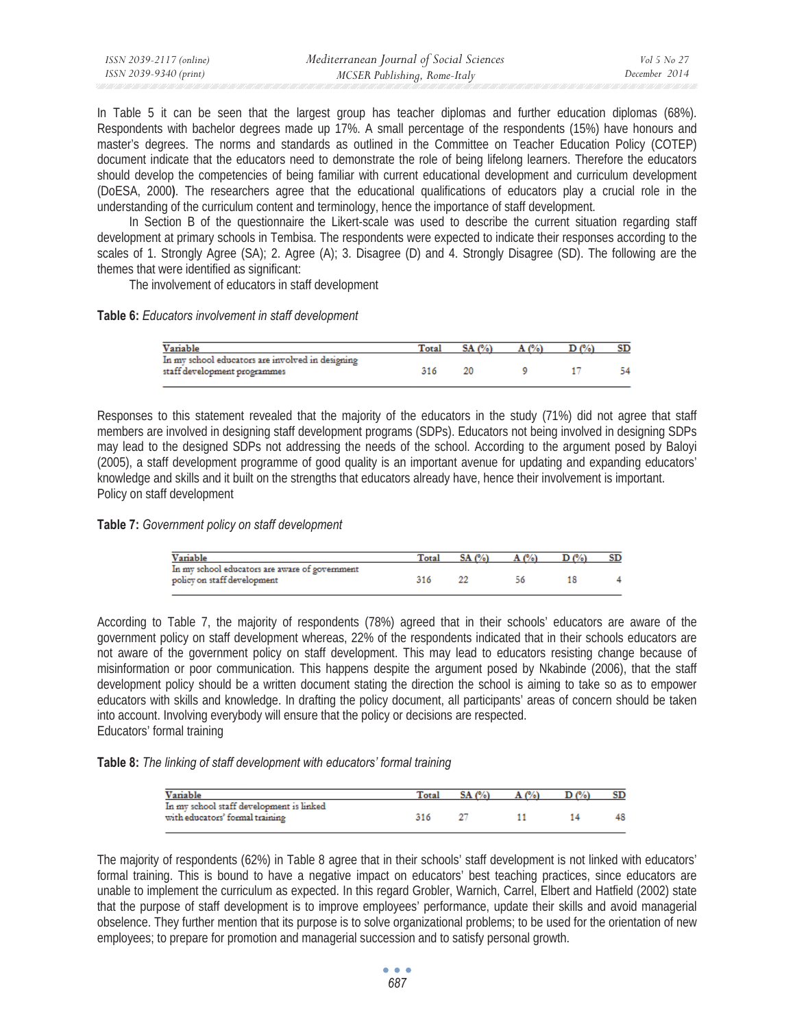In Table 5 it can be seen that the largest group has teacher diplomas and further education diplomas (68%). Respondents with bachelor degrees made up 17%. A small percentage of the respondents (15%) have honours and master's degrees. The norms and standards as outlined in the Committee on Teacher Education Policy (COTEP) document indicate that the educators need to demonstrate the role of being lifelong learners. Therefore the educators should develop the competencies of being familiar with current educational development and curriculum development (DoESA, 2000**)**. The researchers agree that the educational qualifications of educators play a crucial role in the understanding of the curriculum content and terminology, hence the importance of staff development.

In Section B of the questionnaire the Likert-scale was used to describe the current situation regarding staff development at primary schools in Tembisa. The respondents were expected to indicate their responses according to the scales of 1. Strongly Agree (SA); 2. Agree (A); 3. Disagree (D) and 4. Strongly Disagree (SD). The following are the themes that were identified as significant:

The involvement of educators in staff development

**Table 6:** *Educators involvement in staff development*

| Variable | Total | SA (%) | A (%) | D (%) | SD |
|---|---|---|---|---|---|
| In my school educators are involved in designing staff development programmes | 316 | 20 | 9 | 17 | 54 |

Responses to this statement revealed that the majority of the educators in the study (71%) did not agree that staff members are involved in designing staff development programs (SDPs). Educators not being involved in designing SDPs may lead to the designed SDPs not addressing the needs of the school. According to the argument posed by Baloyi (2005), a staff development programme of good quality is an important avenue for updating and expanding educators' knowledge and skills and it built on the strengths that educators already have, hence their involvement is important.

Policy on staff development

**Table 7:** *Government policy on staff development*

| Variable | Total | SA (%) | A (%) | D (%) | SD |
|---|---|---|---|---|---|
| In my school educators are aware of government policy on staff development | 316 | 22 | 56 | 18 | 4 |

According to Table 7, the majority of respondents (78%) agreed that in their schools' educators are aware of the government policy on staff development whereas, 22% of the respondents indicated that in their schools educators are not aware of the government policy on staff development. This may lead to educators resisting change because of misinformation or poor communication. This happens despite the argument posed by Nkabinde (2006), that the staff development policy should be a written document stating the direction the school is aiming to take so as to empower educators with skills and knowledge. In drafting the policy document, all participants' areas of concern should be taken into account. Involving everybody will ensure that the policy or decisions are respected.

Educators' formal training

**Table 8:** *The linking of staff development with educators' formal training*

| Variable | Total | SA (%) | A (%) | D (%) | SD |
|---|---|---|---|---|---|
| In my school staff development is linked with educators' formal training | 316 | 27 | 11 | 14 | 48 |

The majority of respondents (62%) in Table 8 agree that in their schools' staff development is not linked with educators' formal training. This is bound to have a negative impact on educators' best teaching practices, since educators are unable to implement the curriculum as expected. In this regard Grobler, Warnich, Carrel, Elbert and Hatfield (2002) state that the purpose of staff development is to improve employees' performance, update their skills and avoid managerial obselence. They further mention that its purpose is to solve organizational problems; to be used for the orientation of new employees; to prepare for promotion and managerial succession and to satisfy personal growth.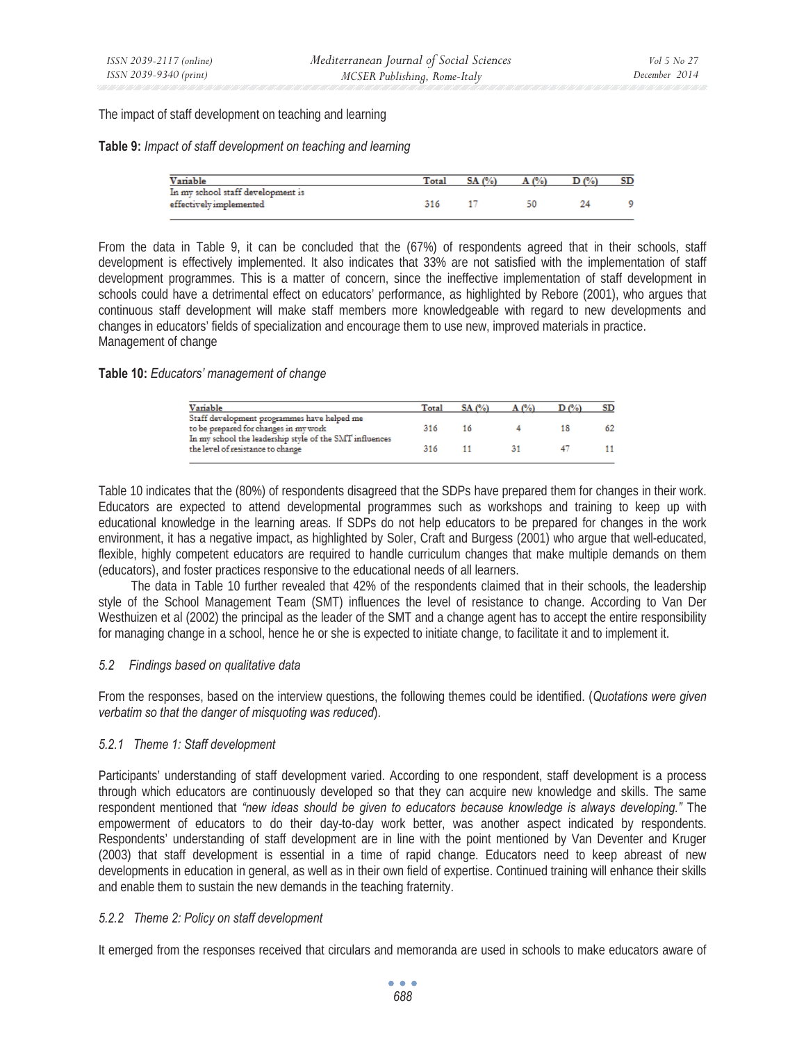The impact of staff development on teaching and learning

**Table 9:** *Impact of staff development on teaching and learning*

| Variable | Total | SA (%) | A (%) | D (%) | SD |
|---|---|---|---|---|---|
| In my school staff development is effectively implemented | 316 | 17 | 50 | 24 | 9 |

From the data in Table 9, it can be concluded that the (67%) of respondents agreed that in their schools, staff development is effectively implemented. It also indicates that 33% are not satisfied with the implementation of staff development programmes. This is a matter of concern, since the ineffective implementation of staff development in schools could have a detrimental effect on educators' performance, as highlighted by Rebore (2001), who argues that continuous staff development will make staff members more knowledgeable with regard to new developments and changes in educators' fields of specialization and encourage them to use new, improved materials in practice.
Management of change

**Table 10:** *Educators' management of change*

| Variable | Total | SA (%) | A (%) | D (%) | SD |
|---|---|---|---|---|---|
| Staff development programmes have helped me to be prepared for changes in my work | 316 | 16 | 4 | 18 | 62 |
| In my school the leadership style of the SMT influences the level of resistance to change | 316 | 11 | 31 | 47 | 11 |

Table 10 indicates that the (80%) of respondents disagreed that the SDPs have prepared them for changes in their work. Educators are expected to attend developmental programmes such as workshops and training to keep up with educational knowledge in the learning areas. If SDPs do not help educators to be prepared for changes in the work environment, it has a negative impact, as highlighted by Soler, Craft and Burgess (2001) who argue that well-educated, flexible, highly competent educators are required to handle curriculum changes that make multiple demands on them (educators), and foster practices responsive to the educational needs of all learners.

The data in Table 10 further revealed that 42% of the respondents claimed that in their schools, the leadership style of the School Management Team (SMT) influences the level of resistance to change. According to Van Der Westhuizen et al (2002) the principal as the leader of the SMT and a change agent has to accept the entire responsibility for managing change in a school, hence he or she is expected to initiate change, to facilitate it and to implement it.

### *5.2 Findings based on qualitative data*

From the responses, based on the interview questions, the following themes could be identified. (*Quotations were given verbatim so that the danger of misquoting was reduced*).

#### *5.2.1 Theme 1: Staff development*

Participants' understanding of staff development varied. According to one respondent, staff development is a process through which educators are continuously developed so that they can acquire new knowledge and skills. The same respondent mentioned that *"new ideas should be given to educators because knowledge is always developing."* The empowerment of educators to do their day-to-day work better, was another aspect indicated by respondents. Respondents' understanding of staff development are in line with the point mentioned by Van Deventer and Kruger (2003) that staff development is essential in a time of rapid change. Educators need to keep abreast of new developments in education in general, as well as in their own field of expertise. Continued training will enhance their skills and enable them to sustain the new demands in the teaching fraternity.

#### *5.2.2 Theme 2: Policy on staff development*

It emerged from the responses received that circulars and memoranda are used in schools to make educators aware of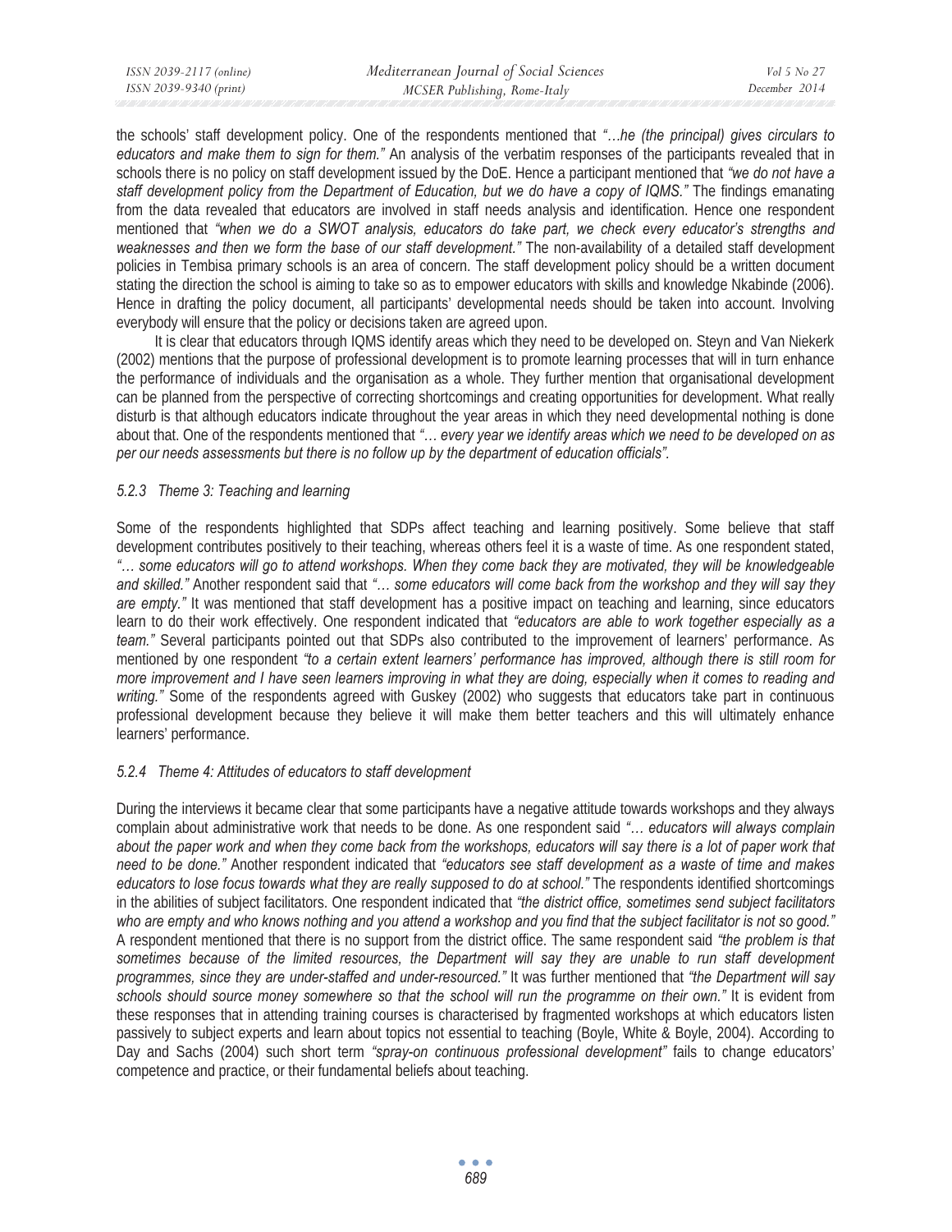the schools' staff development policy. One of the respondents mentioned that *"…he (the principal) gives circulars to educators and make them to sign for them."* An analysis of the verbatim responses of the participants revealed that in schools there is no policy on staff development issued by the DoE. Hence a participant mentioned that *"we do not have a staff development policy from the Department of Education, but we do have a copy of IQMS."* The findings emanating from the data revealed that educators are involved in staff needs analysis and identification. Hence one respondent mentioned that *"when we do a SWOT analysis, educators do take part, we check every educator's strengths and weaknesses and then we form the base of our staff development."* The non-availability of a detailed staff development policies in Tembisa primary schools is an area of concern. The staff development policy should be a written document stating the direction the school is aiming to take so as to empower educators with skills and knowledge Nkabinde (2006). Hence in drafting the policy document, all participants' developmental needs should be taken into account. Involving everybody will ensure that the policy or decisions taken are agreed upon.

It is clear that educators through IQMS identify areas which they need to be developed on. Steyn and Van Niekerk (2002) mentions that the purpose of professional development is to promote learning processes that will in turn enhance the performance of individuals and the organisation as a whole. They further mention that organisational development can be planned from the perspective of correcting shortcomings and creating opportunities for development. What really disturb is that although educators indicate throughout the year areas in which they need developmental nothing is done about that. One of the respondents mentioned that *"… every year we identify areas which we need to be developed on as per our needs assessments but there is no follow up by the department of education officials"*.

#### *5.2.3 Theme 3: Teaching and learning*

Some of the respondents highlighted that SDPs affect teaching and learning positively. Some believe that staff development contributes positively to their teaching, whereas others feel it is a waste of time. As one respondent stated, *"… some educators will go to attend workshops. When they come back they are motivated, they will be knowledgeable and skilled."* Another respondent said that *"… some educators will come back from the workshop and they will say they are empty."* It was mentioned that staff development has a positive impact on teaching and learning, since educators learn to do their work effectively. One respondent indicated that *"educators are able to work together especially as a team."* Several participants pointed out that SDPs also contributed to the improvement of learners' performance. As mentioned by one respondent *"to a certain extent learners' performance has improved, although there is still room for more improvement and I have seen learners improving in what they are doing, especially when it comes to reading and writing."* Some of the respondents agreed with Guskey (2002) who suggests that educators take part in continuous professional development because they believe it will make them better teachers and this will ultimately enhance learners' performance.

#### *5.2.4 Theme 4: Attitudes of educators to staff development*

During the interviews it became clear that some participants have a negative attitude towards workshops and they always complain about administrative work that needs to be done. As one respondent said *"… educators will always complain about the paper work and when they come back from the workshops, educators will say there is a lot of paper work that need to be done."* Another respondent indicated that *"educators see staff development as a waste of time and makes educators to lose focus towards what they are really supposed to do at school."* The respondents identified shortcomings in the abilities of subject facilitators. One respondent indicated that *"the district office, sometimes send subject facilitators who are empty and who knows nothing and you attend a workshop and you find that the subject facilitator is not so good."* A respondent mentioned that there is no support from the district office. The same respondent said *"the problem is that sometimes because of the limited resources, the Department will say they are unable to run staff development programmes, since they are under-staffed and under-resourced."* It was further mentioned that *"the Department will say schools should source money somewhere so that the school will run the programme on their own."* It is evident from these responses that in attending training courses is characterised by fragmented workshops at which educators listen passively to subject experts and learn about topics not essential to teaching (Boyle, White & Boyle, 2004). According to Day and Sachs (2004) such short term *"spray-on continuous professional development"* fails to change educators' competence and practice, or their fundamental beliefs about teaching.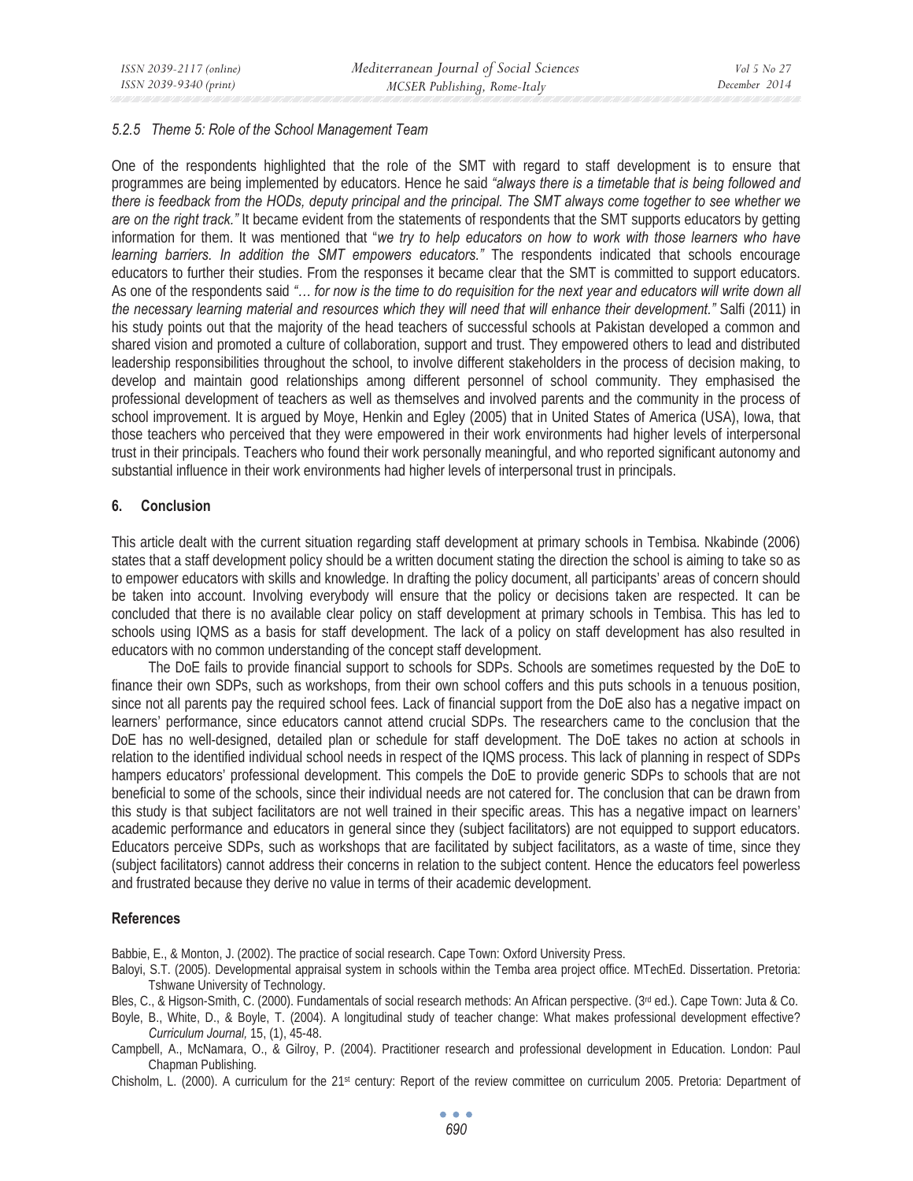#### *5.2.5 Theme 5: Role of the School Management Team*

One of the respondents highlighted that the role of the SMT with regard to staff development is to ensure that programmes are being implemented by educators. Hence he said *"always there is a timetable that is being followed and there is feedback from the HODs, deputy principal and the principal. The SMT always come together to see whether we are on the right track."* It became evident from the statements of respondents that the SMT supports educators by getting information for them. It was mentioned that "*we try to help educators on how to work with those learners who have learning barriers. In addition the SMT empowers educators."* The respondents indicated that schools encourage educators to further their studies. From the responses it became clear that the SMT is committed to support educators. As one of the respondents said *"… for now is the time to do requisition for the next year and educators will write down all the necessary learning material and resources which they will need that will enhance their development."* Salfi (2011) in his study points out that the majority of the head teachers of successful schools at Pakistan developed a common and shared vision and promoted a culture of collaboration, support and trust. They empowered others to lead and distributed leadership responsibilities throughout the school, to involve different stakeholders in the process of decision making, to develop and maintain good relationships among different personnel of school community. They emphasised the professional development of teachers as well as themselves and involved parents and the community in the process of school improvement. It is argued by Moye, Henkin and Egley (2005) that in United States of America (USA), Iowa, that those teachers who perceived that they were empowered in their work environments had higher levels of interpersonal trust in their principals. Teachers who found their work personally meaningful, and who reported significant autonomy and substantial influence in their work environments had higher levels of interpersonal trust in principals.

## 6. Conclusion

This article dealt with the current situation regarding staff development at primary schools in Tembisa. Nkabinde (2006) states that a staff development policy should be a written document stating the direction the school is aiming to take so as to empower educators with skills and knowledge. In drafting the policy document, all participants' areas of concern should be taken into account. Involving everybody will ensure that the policy or decisions taken are respected. It can be concluded that there is no available clear policy on staff development at primary schools in Tembisa. This has led to schools using IQMS as a basis for staff development. The lack of a policy on staff development has also resulted in educators with no common understanding of the concept staff development.

The DoE fails to provide financial support to schools for SDPs. Schools are sometimes requested by the DoE to finance their own SDPs, such as workshops, from their own school coffers and this puts schools in a tenuous position, since not all parents pay the required school fees. Lack of financial support from the DoE also has a negative impact on learners' performance, since educators cannot attend crucial SDPs. The researchers came to the conclusion that the DoE has no well-designed, detailed plan or schedule for staff development. The DoE takes no action at schools in relation to the identified individual school needs in respect of the IQMS process. This lack of planning in respect of SDPs hampers educators' professional development. This compels the DoE to provide generic SDPs to schools that are not beneficial to some of the schools, since their individual needs are not catered for. The conclusion that can be drawn from this study is that subject facilitators are not well trained in their specific areas. This has a negative impact on learners' academic performance and educators in general since they (subject facilitators) are not equipped to support educators. Educators perceive SDPs, such as workshops that are facilitated by subject facilitators, as a waste of time, since they (subject facilitators) cannot address their concerns in relation to the subject content. Hence the educators feel powerless and frustrated because they derive no value in terms of their academic development.

## References

Babbie, E., & Monton, J. (2002). The practice of social research. Cape Town: Oxford University Press.

Baloyi, S.T. (2005). Developmental appraisal system in schools within the Temba area project office. MTechEd. Dissertation. Pretoria: Tshwane University of Technology.

Bles, C., & Higson-Smith, C. (2000). Fundamentals of social research methods: An African perspective. (3rd ed.). Cape Town: Juta & Co.

Boyle, B., White, D., & Boyle, T. (2004). A longitudinal study of teacher change: What makes professional development effective? *Curriculum Journal,* 15, (1), 45-48.

Campbell, A., McNamara, O., & Gilroy, P. (2004). Practitioner research and professional development in Education. London: Paul Chapman Publishing.

Chisholm, L. (2000). A curriculum for the 21st century: Report of the review committee on curriculum 2005. Pretoria: Department of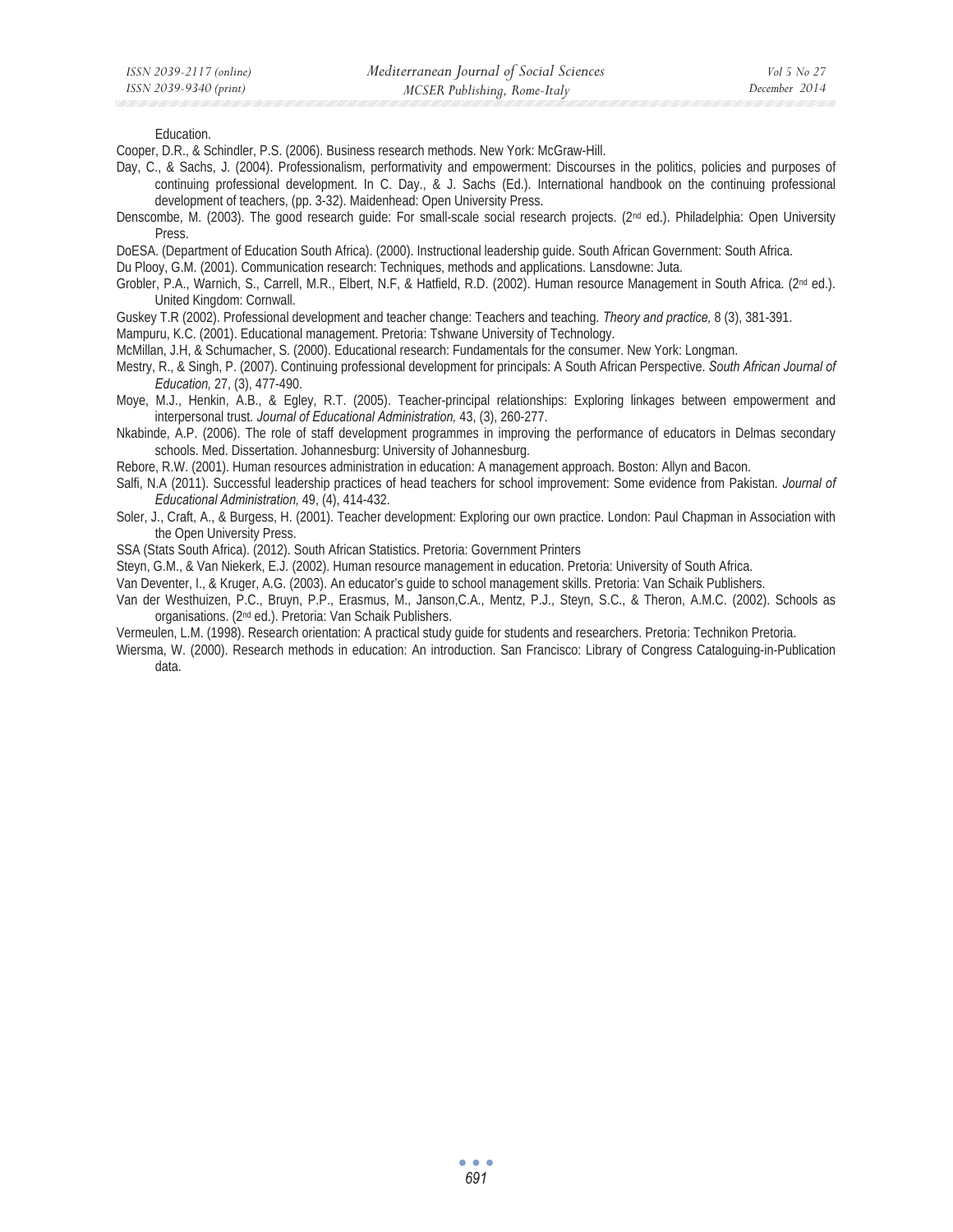Education.

Cooper, D.R., & Schindler, P.S. (2006). Business research methods. New York: McGraw-Hill.

Day, C., & Sachs, J. (2004). Professionalism, performativity and empowerment: Discourses in the politics, policies and purposes of continuing professional development. In C. Day., & J. Sachs (Ed.). International handbook on the continuing professional development of teachers, (pp. 3-32). Maidenhead: Open University Press.

Denscombe, M. (2003). The good research guide: For small-scale social research projects. (2nd ed.). Philadelphia: Open University Press.

DoESA. (Department of Education South Africa). (2000). Instructional leadership guide. South African Government: South Africa.

Du Plooy, G.M. (2001). Communication research: Techniques, methods and applications. Lansdowne: Juta.

Grobler, P.A., Warnich, S., Carrell, M.R., Elbert, N.F, & Hatfield, R.D. (2002). Human resource Management in South Africa. (2nd ed.). United Kingdom: Cornwall.

Guskey T.R (2002). Professional development and teacher change: Teachers and teaching. *Theory and practice,* 8 (3), 381-391.

Mampuru, K.C. (2001). Educational management. Pretoria: Tshwane University of Technology.

McMillan, J.H, & Schumacher, S. (2000). Educational research: Fundamentals for the consumer. New York: Longman.

Mestry, R., & Singh, P. (2007). Continuing professional development for principals: A South African Perspective. *South African Journal of Education,* 27, (3), 477-490.

Moye, M.J., Henkin, A.B., & Egley, R.T. (2005). Teacher-principal relationships: Exploring linkages between empowerment and interpersonal trust. *Journal of Educational Administration,* 43, (3), 260-277.

Nkabinde, A.P. (2006). The role of staff development programmes in improving the performance of educators in Delmas secondary schools. Med. Dissertation. Johannesburg: University of Johannesburg.

Rebore, R.W. (2001). Human resources administration in education: A management approach. Boston: Allyn and Bacon.

Salfi, N.A (2011). Successful leadership practices of head teachers for school improvement: Some evidence from Pakistan. *Journal of Educational Administration,* 49, (4), 414-432.

Soler, J., Craft, A., & Burgess, H. (2001). Teacher development: Exploring our own practice. London: Paul Chapman in Association with the Open University Press.

SSA (Stats South Africa). (2012). South African Statistics. Pretoria: Government Printers

Steyn, G.M., & Van Niekerk, E.J. (2002). Human resource management in education. Pretoria: University of South Africa.

Van Deventer, I., & Kruger, A.G. (2003). An educator's guide to school management skills. Pretoria: Van Schaik Publishers.

Van der Westhuizen, P.C., Bruyn, P.P., Erasmus, M., Janson,C.A., Mentz, P.J., Steyn, S.C., & Theron, A.M.C. (2002). Schools as organisations. (2nd ed.). Pretoria: Van Schaik Publishers.

Vermeulen, L.M. (1998). Research orientation: A practical study guide for students and researchers. Pretoria: Technikon Pretoria.

Wiersma, W. (2000). Research methods in education: An introduction. San Francisco: Library of Congress Cataloguing-in-Publication data.